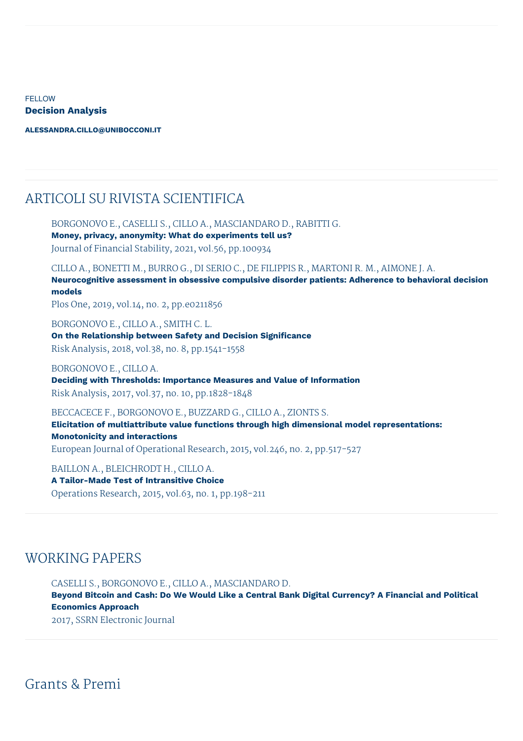FELLOW

**Decision Analysis**

**ALESSANDRA.CILLO@UNIBOCCONI.IT**

## ARTICOLI SU RIVISTA SCIENTIFICA

BORGONOVO E., CASELLI S., CILLO A., MASCIANDARO D., RABITTI G.
**Money, privacy, anonymity: What do experiments tell us?**
Journal of Financial Stability, 2021, vol.56, pp.100934

CILLO A., BONETTI M., BURRO G., DI SERIO C., DE FILIPPIS R., MARTONI R. M., AIMONE J. A.
**Neurocognitive assessment in obsessive compulsive disorder patients: Adherence to behavioral decision models**
Plos One, 2019, vol.14, no. 2, pp.e0211856

BORGONOVO E., CILLO A., SMITH C. L.
**On the Relationship between Safety and Decision Significance**
Risk Analysis, 2018, vol.38, no. 8, pp.1541-1558

BORGONOVO E., CILLO A.
**Deciding with Thresholds: Importance Measures and Value of Information**
Risk Analysis, 2017, vol.37, no. 10, pp.1828-1848

BECCACECE F., BORGONOVO E., BUZZARD G., CILLO A., ZIONTS S.
**Elicitation of multiattribute value functions through high dimensional model representations: Monotonicity and interactions**
European Journal of Operational Research, 2015, vol.246, no. 2, pp.517-527

BAILLON A., BLEICHRODT H., CILLO A.
**A Tailor-Made Test of Intransitive Choice**
Operations Research, 2015, vol.63, no. 1, pp.198-211

## WORKING PAPERS

CASELLI S., BORGONOVO E., CILLO A., MASCIANDARO D.
**Beyond Bitcoin and Cash: Do We Would Like a Central Bank Digital Currency? A Financial and Political Economics Approach**
2017, SSRN Electronic Journal

## Grants & Premi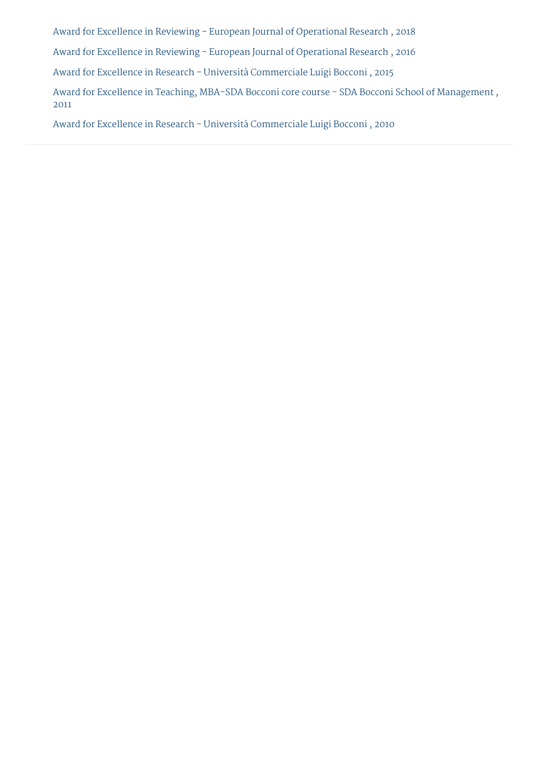Award for Excellence in Reviewing - European Journal of Operational Research , 2018

Award for Excellence in Reviewing - European Journal of Operational Research , 2016

Award for Excellence in Research - Università Commerciale Luigi Bocconi , 2015

Award for Excellence in Teaching, MBA-SDA Bocconi core course - SDA Bocconi School of Management , 2011

Award for Excellence in Research - Università Commerciale Luigi Bocconi , 2010